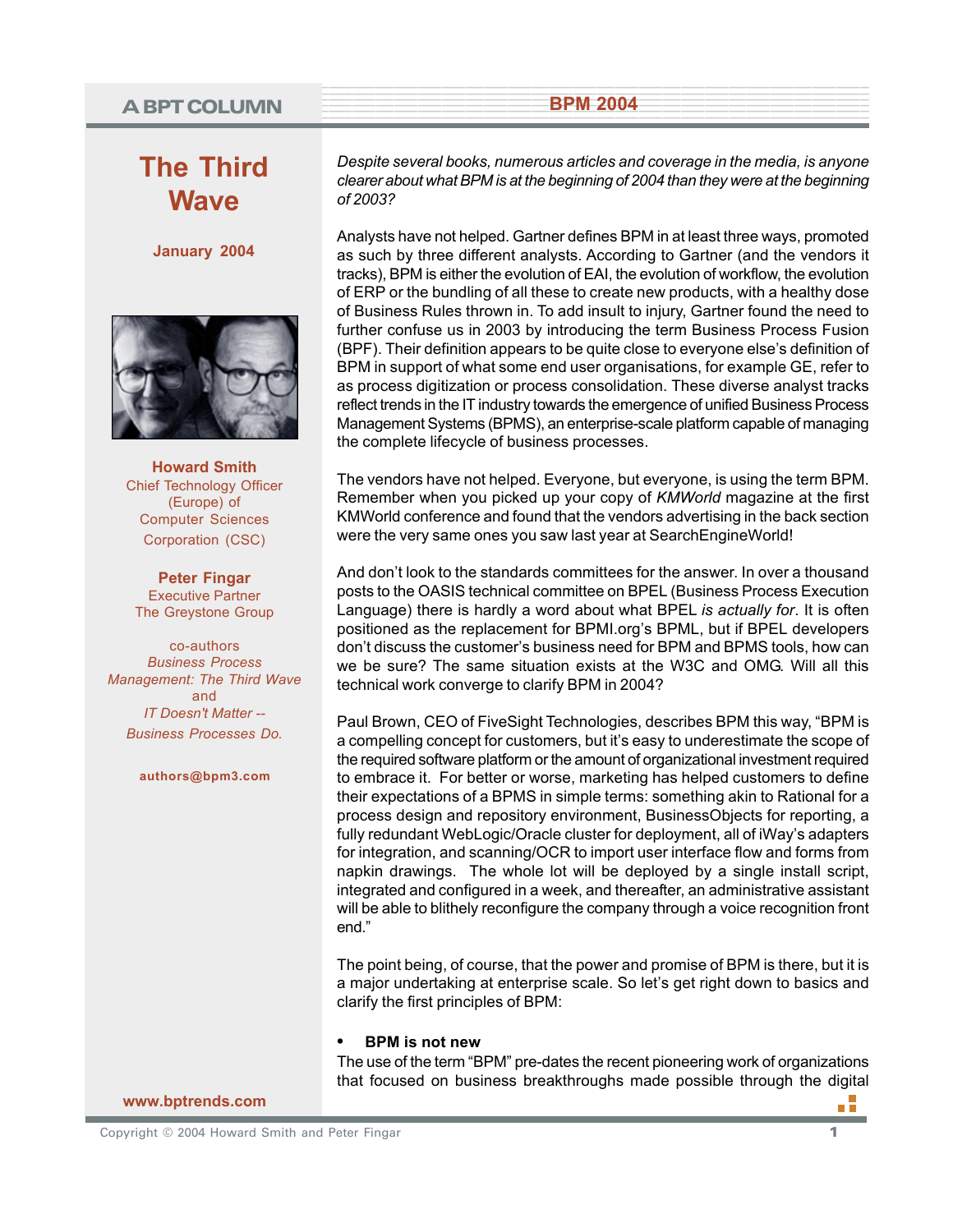A BPT COLUMN

BPM 2004

# The Third Wave

**January 2004**

**Howard Smith**
Chief Technology Officer (Europe) of Computer Sciences Corporation (CSC)

**Peter Fingar**
Executive Partner
The Greystone Group

co-authors
*Business Process Management: The Third Wave*
and
*IT Doesn't Matter -- Business Processes Do.*

**authors@bpm3.com**

*Despite several books, numerous articles and coverage in the media, is anyone clearer about what BPM is at the beginning of 2004 than they were at the beginning of 2003?*

Analysts have not helped. Gartner defines BPM in at least three ways, promoted as such by three different analysts. According to Gartner (and the vendors it tracks), BPM is either the evolution of EAI, the evolution of workflow, the evolution of ERP or the bundling of all these to create new products, with a healthy dose of Business Rules thrown in. To add insult to injury, Gartner found the need to further confuse us in 2003 by introducing the term Business Process Fusion (BPF). Their definition appears to be quite close to everyone else's definition of BPM in support of what some end user organisations, for example GE, refer to as process digitization or process consolidation. These diverse analyst tracks reflect trends in the IT industry towards the emergence of unified Business Process Management Systems (BPMS), an enterprise-scale platform capable of managing the complete lifecycle of business processes.

The vendors have not helped. Everyone, but everyone, is using the term BPM. Remember when you picked up your copy of *KMWorld* magazine at the first KMWorld conference and found that the vendors advertising in the back section were the very same ones you saw last year at SearchEngineWorld!

And don't look to the standards committees for the answer. In over a thousand posts to the OASIS technical committee on BPEL (Business Process Execution Language) there is hardly a word about what BPEL *is actually for*. It is often positioned as the replacement for BPMI.org's BPML, but if BPEL developers don't discuss the customer's business need for BPM and BPMS tools, how can we be sure? The same situation exists at the W3C and OMG. Will all this technical work converge to clarify BPM in 2004?

Paul Brown, CEO of FiveSight Technologies, describes BPM this way, "BPM is a compelling concept for customers, but it's easy to underestimate the scope of the required software platform or the amount of organizational investment required to embrace it. For better or worse, marketing has helped customers to define their expectations of a BPMS in simple terms: something akin to Rational for a process design and repository environment, BusinessObjects for reporting, a fully redundant WebLogic/Oracle cluster for deployment, all of iWay's adapters for integration, and scanning/OCR to import user interface flow and forms from napkin drawings. The whole lot will be deployed by a single install script, integrated and configured in a week, and thereafter, an administrative assistant will be able to blithely reconfigure the company through a voice recognition front end."

The point being, of course, that the power and promise of BPM is there, but it is a major undertaking at enterprise scale. So let's get right down to basics and clarify the first principles of BPM:

- **BPM is not new**

The use of the term "BPM" pre-dates the recent pioneering work of organizations that focused on business breakthroughs made possible through the digital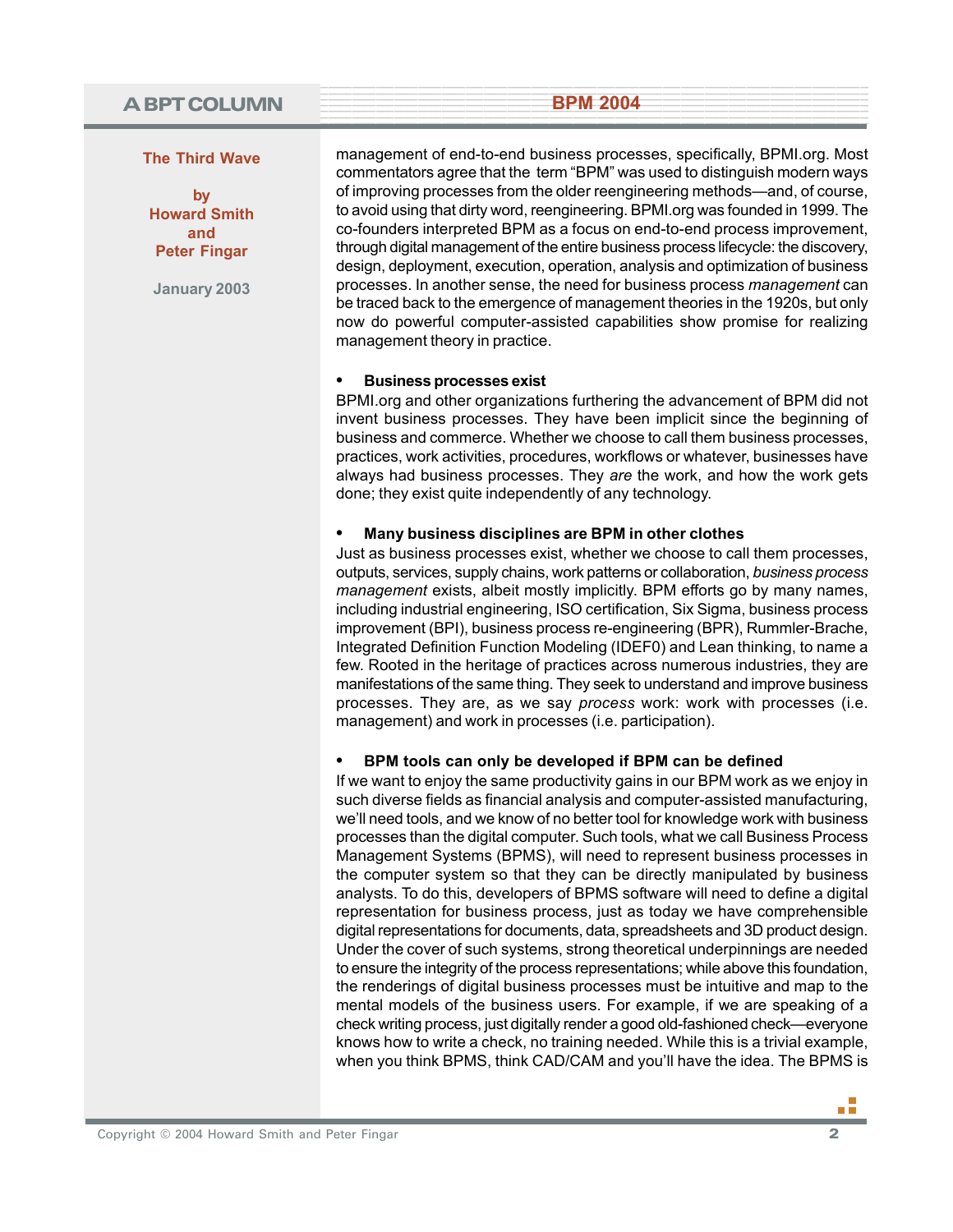management of end-to-end business processes, specifically, BPMI.org. Most commentators agree that the term "BPM" was used to distinguish modern ways of improving processes from the older reengineering methods—and, of course, to avoid using that dirty word, reengineering. BPMI.org was founded in 1999. The co-founders interpreted BPM as a focus on end-to-end process improvement, through digital management of the entire business process lifecycle: the discovery, design, deployment, execution, operation, analysis and optimization of business processes. In another sense, the need for business process *management* can be traced back to the emergence of management theories in the 1920s, but only now do powerful computer-assisted capabilities show promise for realizing management theory in practice.

- **Business processes exist**

BPMI.org and other organizations furthering the advancement of BPM did not invent business processes. They have been implicit since the beginning of business and commerce. Whether we choose to call them business processes, practices, work activities, procedures, workflows or whatever, businesses have always had business processes. They *are* the work, and how the work gets done; they exist quite independently of any technology.

- **Many business disciplines are BPM in other clothes**

Just as business processes exist, whether we choose to call them processes, outputs, services, supply chains, work patterns or collaboration, *business process management* exists, albeit mostly implicitly. BPM efforts go by many names, including industrial engineering, ISO certification, Six Sigma, business process improvement (BPI), business process re-engineering (BPR), Rummler-Brache, Integrated Definition Function Modeling (IDEF0) and Lean thinking, to name a few. Rooted in the heritage of practices across numerous industries, they are manifestations of the same thing. They seek to understand and improve business processes. They are, as we say *process* work: work with processes (i.e. management) and work in processes (i.e. participation).

- **BPM tools can only be developed if BPM can be defined**

If we want to enjoy the same productivity gains in our BPM work as we enjoy in such diverse fields as financial analysis and computer-assisted manufacturing, we'll need tools, and we know of no better tool for knowledge work with business processes than the digital computer. Such tools, what we call Business Process Management Systems (BPMS), will need to represent business processes in the computer system so that they can be directly manipulated by business analysts. To do this, developers of BPMS software will need to define a digital representation for business process, just as today we have comprehensible digital representations for documents, data, spreadsheets and 3D product design. Under the cover of such systems, strong theoretical underpinnings are needed to ensure the integrity of the process representations; while above this foundation, the renderings of digital business processes must be intuitive and map to the mental models of the business users. For example, if we are speaking of a check writing process, just digitally render a good old-fashioned check—everyone knows how to write a check, no training needed. While this is a trivial example, when you think BPMS, think CAD/CAM and you'll have the idea. The BPMS is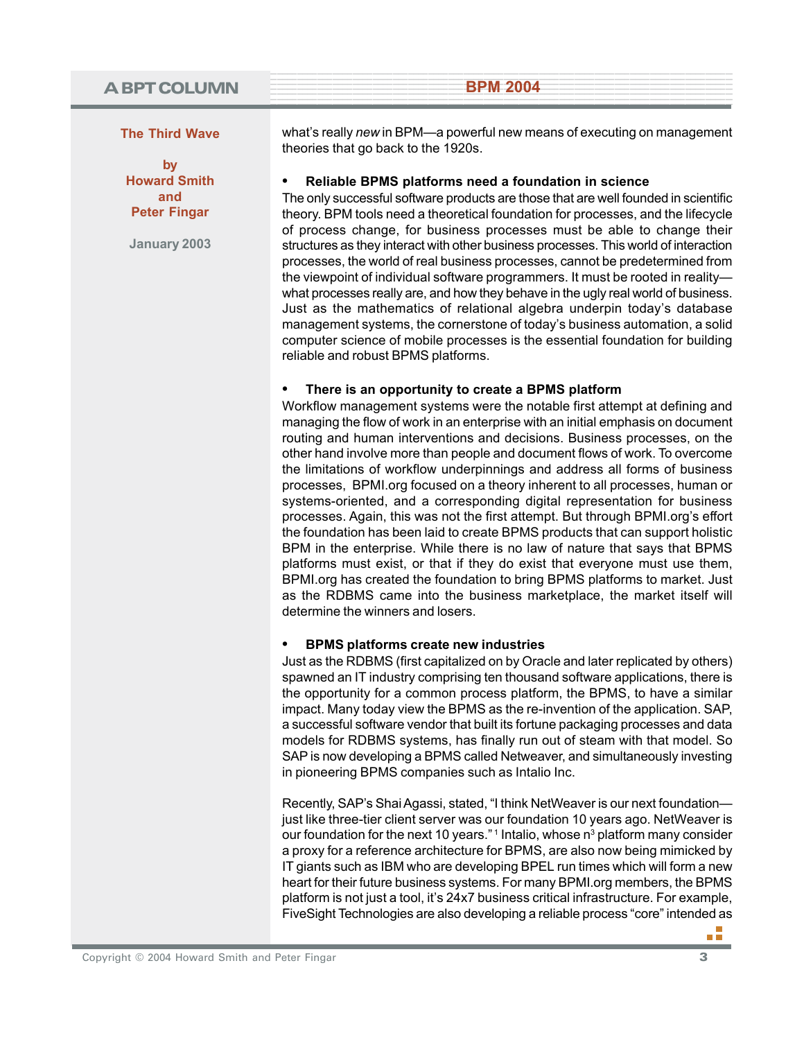what's really *new* in BPM—a powerful new means of executing on management theories that go back to the 1920s.

- **Reliable BPMS platforms need a foundation in science**

The only successful software products are those that are well founded in scientific theory. BPM tools need a theoretical foundation for processes, and the lifecycle of process change, for business processes must be able to change their structures as they interact with other business processes. This world of interaction processes, the world of real business processes, cannot be predetermined from the viewpoint of individual software programmers. It must be rooted in reality—what processes really are, and how they behave in the ugly real world of business. Just as the mathematics of relational algebra underpin today's database management systems, the cornerstone of today's business automation, a solid computer science of mobile processes is the essential foundation for building reliable and robust BPMS platforms.

- **There is an opportunity to create a BPMS platform**

Workflow management systems were the notable first attempt at defining and managing the flow of work in an enterprise with an initial emphasis on document routing and human interventions and decisions. Business processes, on the other hand involve more than people and document flows of work. To overcome the limitations of workflow underpinnings and address all forms of business processes, BPMI.org focused on a theory inherent to all processes, human or systems-oriented, and a corresponding digital representation for business processes. Again, this was not the first attempt. But through BPMI.org's effort the foundation has been laid to create BPMS products that can support holistic BPM in the enterprise. While there is no law of nature that says that BPMS platforms must exist, or that if they do exist that everyone must use them, BPMI.org has created the foundation to bring BPMS platforms to market. Just as the RDBMS came into the business marketplace, the market itself will determine the winners and losers.

- **BPMS platforms create new industries**

Just as the RDBMS (first capitalized on by Oracle and later replicated by others) spawned an IT industry comprising ten thousand software applications, there is the opportunity for a common process platform, the BPMS, to have a similar impact. Many today view the BPMS as the re-invention of the application. SAP, a successful software vendor that built its fortune packaging processes and data models for RDBMS systems, has finally run out of steam with that model. So SAP is now developing a BPMS called Netweaver, and simultaneously investing in pioneering BPMS companies such as Intalio Inc.

Recently, SAP's Shai Agassi, stated, "I think NetWeaver is our next foundation—just like three-tier client server was our foundation 10 years ago. NetWeaver is our foundation for the next 10 years." [1] Intalio, whose $n^3$ platform many consider a proxy for a reference architecture for BPMS, are also now being mimicked by IT giants such as IBM who are developing BPEL run times which will form a new heart for their future business systems. For many BPMI.org members, the BPMS platform is not just a tool, it's 24x7 business critical infrastructure. For example, FiveSight Technologies are also developing a reliable process "core" intended as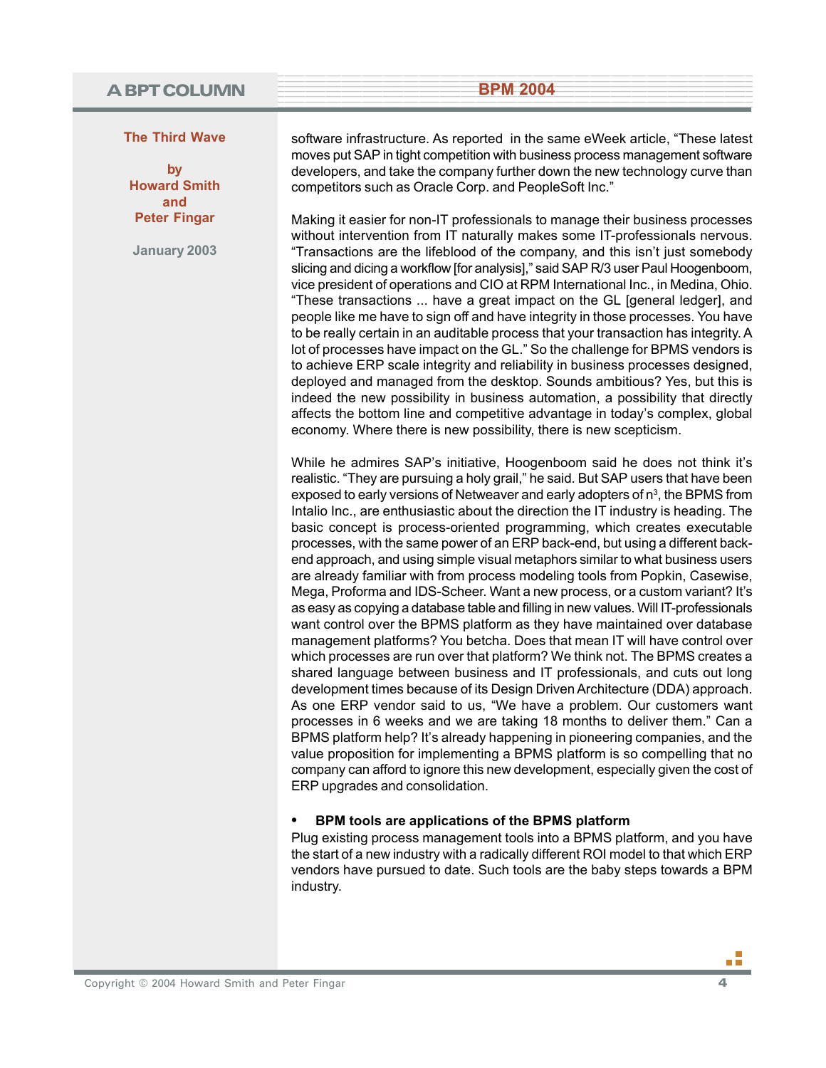software infrastructure. As reported in the same eWeek article, "These latest moves put SAP in tight competition with business process management software developers, and take the company further down the new technology curve than competitors such as Oracle Corp. and PeopleSoft Inc."

Making it easier for non-IT professionals to manage their business processes without intervention from IT naturally makes some IT-professionals nervous. "Transactions are the lifeblood of the company, and this isn't just somebody slicing and dicing a workflow [for analysis]," said SAP R/3 user Paul Hoogenboom, vice president of operations and CIO at RPM International Inc., in Medina, Ohio. "These transactions ... have a great impact on the GL [general ledger], and people like me have to sign off and have integrity in those processes. You have to be really certain in an auditable process that your transaction has integrity. A lot of processes have impact on the GL." So the challenge for BPMS vendors is to achieve ERP scale integrity and reliability in business processes designed, deployed and managed from the desktop. Sounds ambitious? Yes, but this is indeed the new possibility in business automation, a possibility that directly affects the bottom line and competitive advantage in today's complex, global economy. Where there is new possibility, there is new scepticism.

While he admires SAP's initiative, Hoogenboom said he does not think it's realistic. "They are pursuing a holy grail," he said. But SAP users that have been exposed to early versions of Netweaver and early adopters of $n^3$, the BPMS from Intalio Inc., are enthusiastic about the direction the IT industry is heading. The basic concept is process-oriented programming, which creates executable processes, with the same power of an ERP back-end, but using a different back-end approach, and using simple visual metaphors similar to what business users are already familiar with from process modeling tools from Popkin, Casewise, Mega, Proforma and IDS-Scheer. Want a new process, or a custom variant? It's as easy as copying a database table and filling in new values. Will IT-professionals want control over the BPMS platform as they have maintained over database management platforms? You betcha. Does that mean IT will have control over which processes are run over that platform? We think not. The BPMS creates a shared language between business and IT professionals, and cuts out long development times because of its Design Driven Architecture (DDA) approach. As one ERP vendor said to us, "We have a problem. Our customers want processes in 6 weeks and we are taking 18 months to deliver them." Can a BPMS platform help? It's already happening in pioneering companies, and the value proposition for implementing a BPMS platform is so compelling that no company can afford to ignore this new development, especially given the cost of ERP upgrades and consolidation.

- **BPM tools are applications of the BPMS platform**

Plug existing process management tools into a BPMS platform, and you have the start of a new industry with a radically different ROI model to that which ERP vendors have pursued to date. Such tools are the baby steps towards a BPM industry.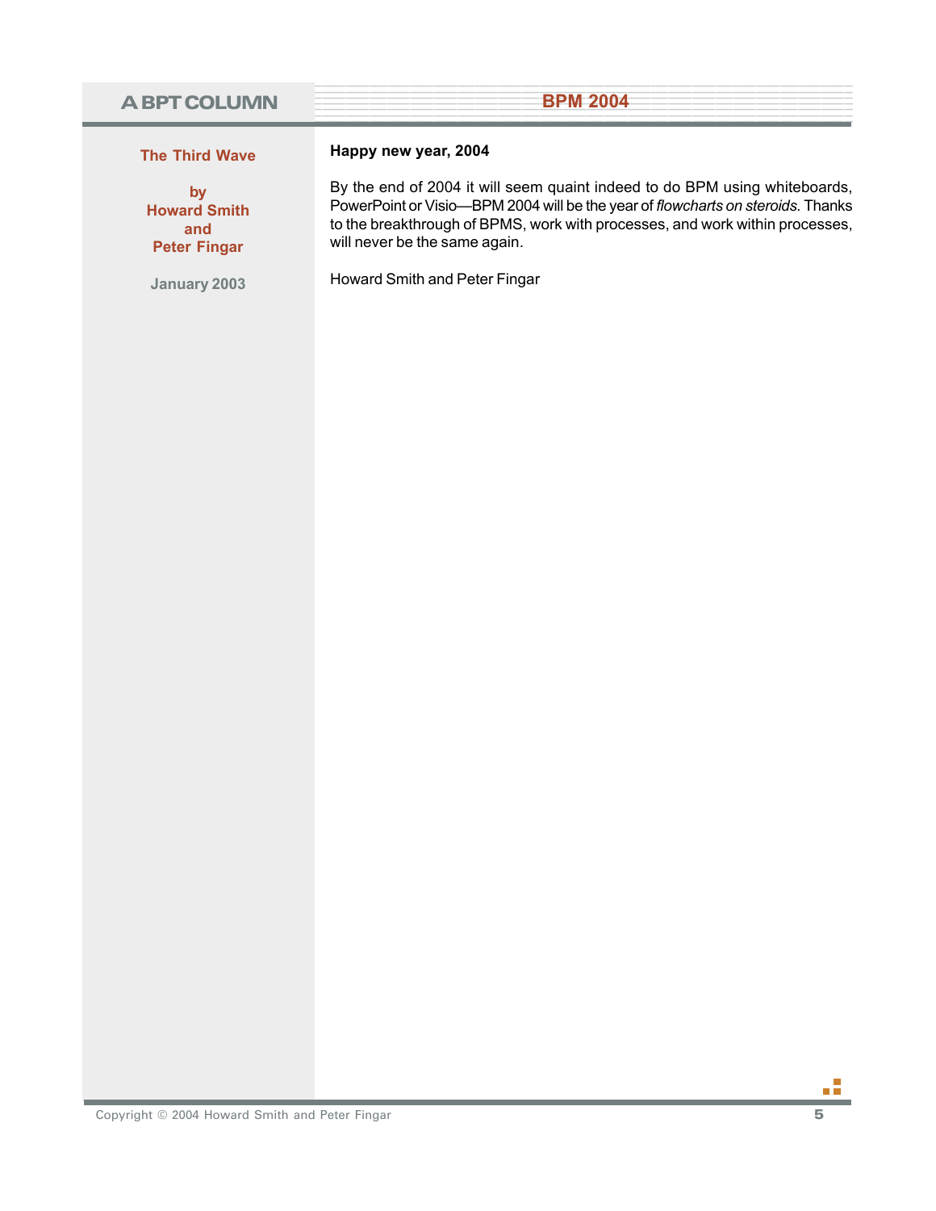### Happy new year, 2004

By the end of 2004 it will seem quaint indeed to do BPM using whiteboards, PowerPoint or Visio—BPM 2004 will be the year of *flowcharts on steroids.* Thanks to the breakthrough of BPMS, work with processes, and work within processes, will never be the same again.

Howard Smith and Peter Fingar